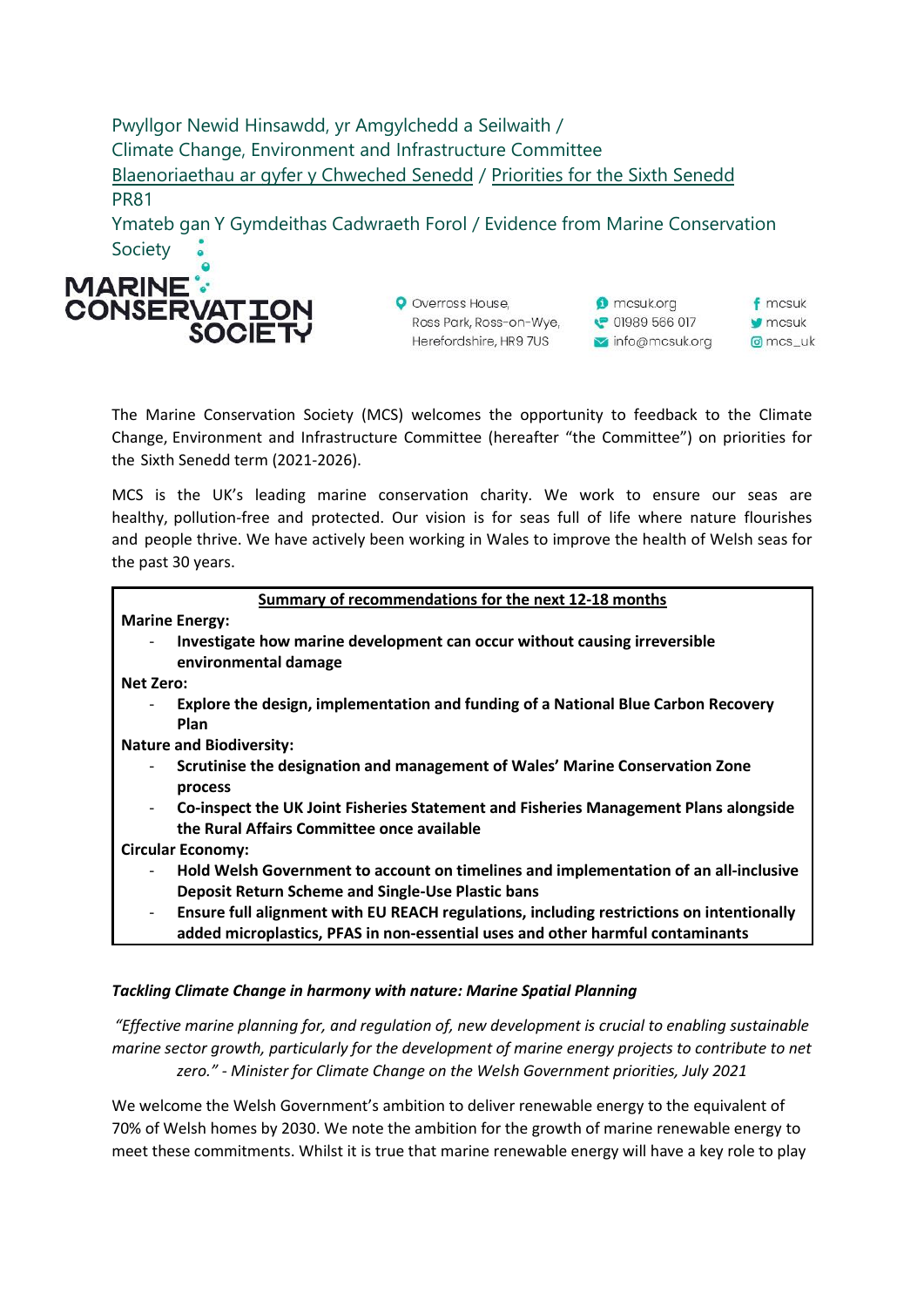Pwyllgor Newid Hinsawdd, yr Amgylchedd a Seilwaith /
Climate Change, Environment and Infrastructure Committee
Blaenoriaethau ar gyfer y Chweched Senedd / Priorities for the Sixth Senedd
PR81
Ymateb gan Y Gymdeithas Cadwraeth Forol / Evidence from Marine Conservation Society

MARINE CONSERVATION SOCIETY

Overross House, Ross Park, Ross-on-Wye, Herefordshire, HR9 7US

mcsuk.org
01989 566 017
info@mcsuk.org

mcsuk
mcsuk
mcs_uk

The Marine Conservation Society (MCS) welcomes the opportunity to feedback to the Climate Change, Environment and Infrastructure Committee (hereafter "the Committee") on priorities for the Sixth Senedd term (2021-2026).

MCS is the UK's leading marine conservation charity. We work to ensure our seas are healthy, pollution-free and protected. Our vision is for seas full of life where nature flourishes and people thrive. We have actively been working in Wales to improve the health of Welsh seas for the past 30 years.

**Summary of recommendations for the next 12-18 months**

**Marine Energy:**

- **Investigate how marine development can occur without causing irreversible environmental damage**

**Net Zero:**

- **Explore the design, implementation and funding of a National Blue Carbon Recovery Plan**

**Nature and Biodiversity:**

- **Scrutinise the designation and management of Wales' Marine Conservation Zone process**
- **Co-inspect the UK Joint Fisheries Statement and Fisheries Management Plans alongside the Rural Affairs Committee once available**

**Circular Economy:**

- **Hold Welsh Government to account on timelines and implementation of an all-inclusive Deposit Return Scheme and Single-Use Plastic bans**
- **Ensure full alignment with EU REACH regulations, including restrictions on intentionally added microplastics, PFAS in non-essential uses and other harmful contaminants**

***Tackling Climate Change in harmony with nature: Marine Spatial Planning***

*"Effective marine planning for, and regulation of, new development is crucial to enabling sustainable marine sector growth, particularly for the development of marine energy projects to contribute to net zero." - Minister for Climate Change on the Welsh Government priorities, July 2021*

We welcome the Welsh Government's ambition to deliver renewable energy to the equivalent of 70% of Welsh homes by 2030. We note the ambition for the growth of marine renewable energy to meet these commitments. Whilst it is true that marine renewable energy will have a key role to play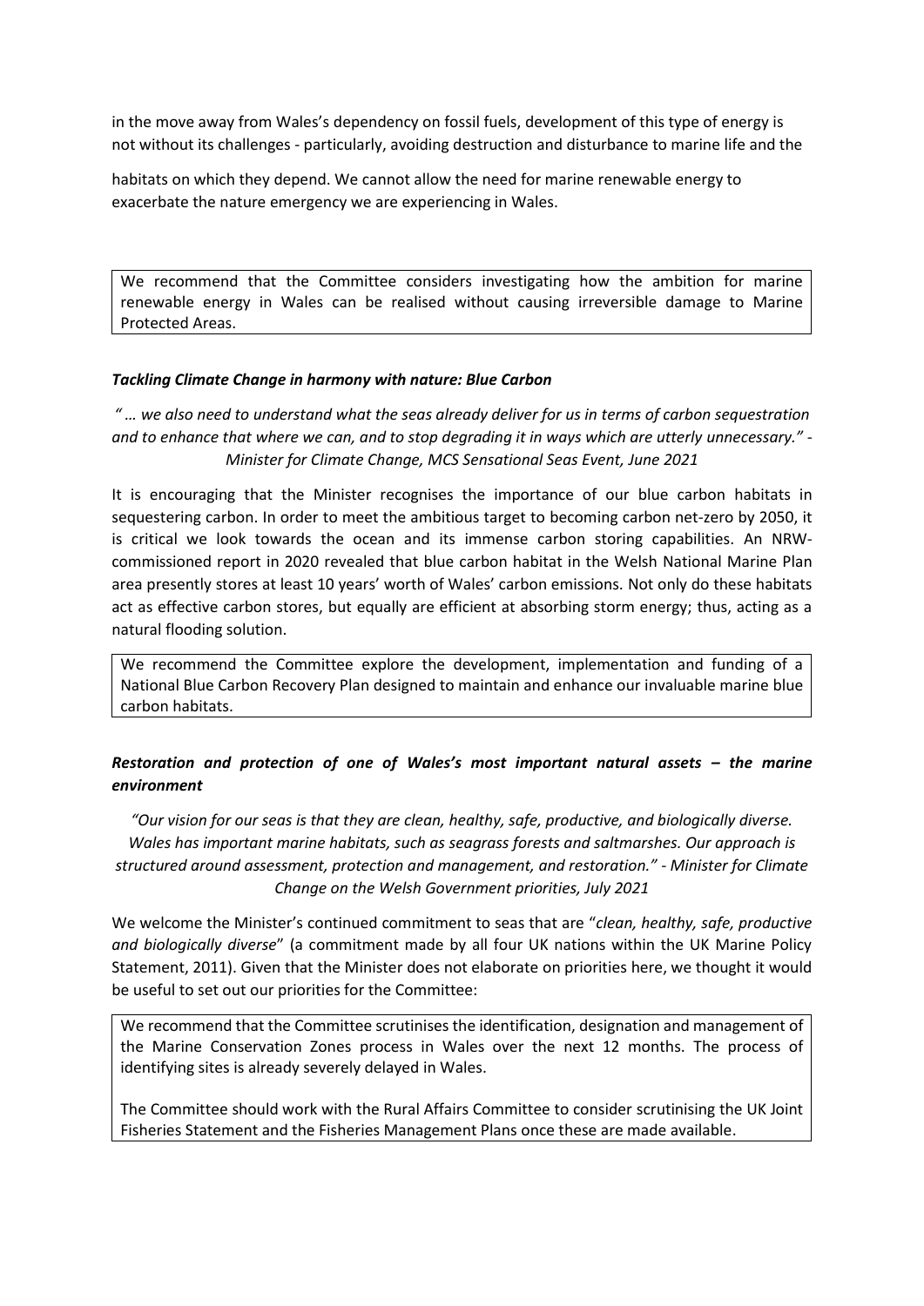in the move away from Wales's dependency on fossil fuels, development of this type of energy is not without its challenges - particularly, avoiding destruction and disturbance to marine life and the habitats on which they depend. We cannot allow the need for marine renewable energy to exacerbate the nature emergency we are experiencing in Wales.

> We recommend that the Committee considers investigating how the ambition for marine renewable energy in Wales can be realised without causing irreversible damage to Marine Protected Areas.

***Tackling Climate Change in harmony with nature: Blue Carbon***

*" … we also need to understand what the seas already deliver for us in terms of carbon sequestration and to enhance that where we can, and to stop degrading it in ways which are utterly unnecessary." - Minister for Climate Change, MCS Sensational Seas Event, June 2021*

It is encouraging that the Minister recognises the importance of our blue carbon habitats in sequestering carbon. In order to meet the ambitious target to becoming carbon net-zero by 2050, it is critical we look towards the ocean and its immense carbon storing capabilities. An NRW-commissioned report in 2020 revealed that blue carbon habitat in the Welsh National Marine Plan area presently stores at least 10 years' worth of Wales' carbon emissions. Not only do these habitats act as effective carbon stores, but equally are efficient at absorbing storm energy; thus, acting as a natural flooding solution.

> We recommend the Committee explore the development, implementation and funding of a National Blue Carbon Recovery Plan designed to maintain and enhance our invaluable marine blue carbon habitats.

***Restoration and protection of one of Wales's most important natural assets – the marine environment***

*"Our vision for our seas is that they are clean, healthy, safe, productive, and biologically diverse. Wales has important marine habitats, such as seagrass forests and saltmarshes. Our approach is structured around assessment, protection and management, and restoration." - Minister for Climate Change on the Welsh Government priorities, July 2021*

We welcome the Minister's continued commitment to seas that are "*clean, healthy, safe, productive and biologically diverse*" (a commitment made by all four UK nations within the UK Marine Policy Statement, 2011). Given that the Minister does not elaborate on priorities here, we thought it would be useful to set out our priorities for the Committee:

> We recommend that the Committee scrutinises the identification, designation and management of the Marine Conservation Zones process in Wales over the next 12 months. The process of identifying sites is already severely delayed in Wales.
>
> The Committee should work with the Rural Affairs Committee to consider scrutinising the UK Joint Fisheries Statement and the Fisheries Management Plans once these are made available.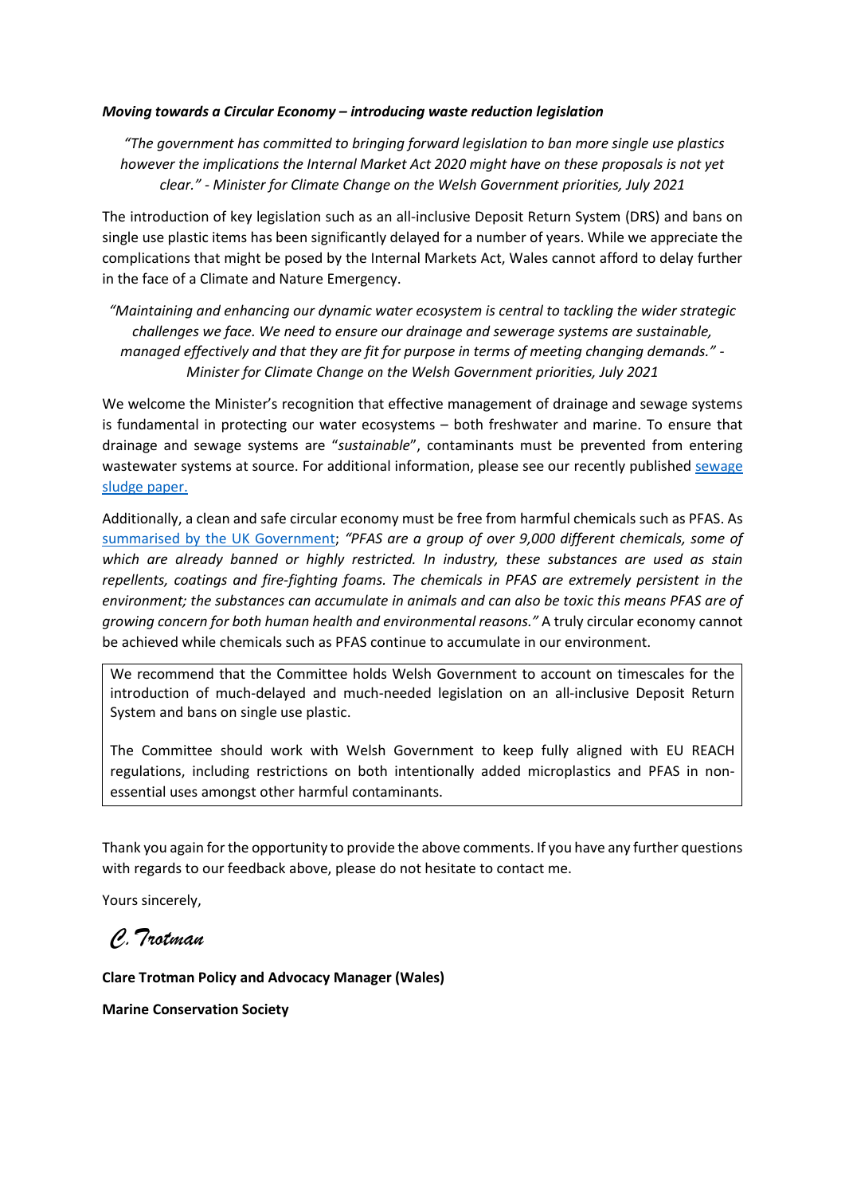***Moving towards a Circular Economy – introducing waste reduction legislation***

> *"The government has committed to bringing forward legislation to ban more single use plastics however the implications the Internal Market Act 2020 might have on these proposals is not yet clear." - Minister for Climate Change on the Welsh Government priorities, July 2021*

The introduction of key legislation such as an all-inclusive Deposit Return System (DRS) and bans on single use plastic items has been significantly delayed for a number of years. While we appreciate the complications that might be posed by the Internal Markets Act, Wales cannot afford to delay further in the face of a Climate and Nature Emergency.

> *"Maintaining and enhancing our dynamic water ecosystem is central to tackling the wider strategic challenges we face. We need to ensure our drainage and sewerage systems are sustainable, managed effectively and that they are fit for purpose in terms of meeting changing demands." - Minister for Climate Change on the Welsh Government priorities, July 2021*

We welcome the Minister's recognition that effective management of drainage and sewage systems is fundamental in protecting our water ecosystems – both freshwater and marine. To ensure that drainage and sewage systems are "*sustainable*", contaminants must be prevented from entering wastewater systems at source. For additional information, please see our recently published sewage sludge paper.

Additionally, a clean and safe circular economy must be free from harmful chemicals such as PFAS. As summarised by the UK Government; *"PFAS are a group of over 9,000 different chemicals, some of which are already banned or highly restricted. In industry, these substances are used as stain repellents, coatings and fire-fighting foams. The chemicals in PFAS are extremely persistent in the environment; the substances can accumulate in animals and can also be toxic this means PFAS are of growing concern for both human health and environmental reasons."* A truly circular economy cannot be achieved while chemicals such as PFAS continue to accumulate in our environment.

> We recommend that the Committee holds Welsh Government to account on timescales for the introduction of much-delayed and much-needed legislation on an all-inclusive Deposit Return System and bans on single use plastic.
>
> The Committee should work with Welsh Government to keep fully aligned with EU REACH regulations, including restrictions on both intentionally added microplastics and PFAS in non-essential uses amongst other harmful contaminants.

Thank you again for the opportunity to provide the above comments. If you have any further questions with regards to our feedback above, please do not hesitate to contact me.

Yours sincerely,

*C. Trotman*

**Clare Trotman Policy and Advocacy Manager (Wales)**

**Marine Conservation Society**